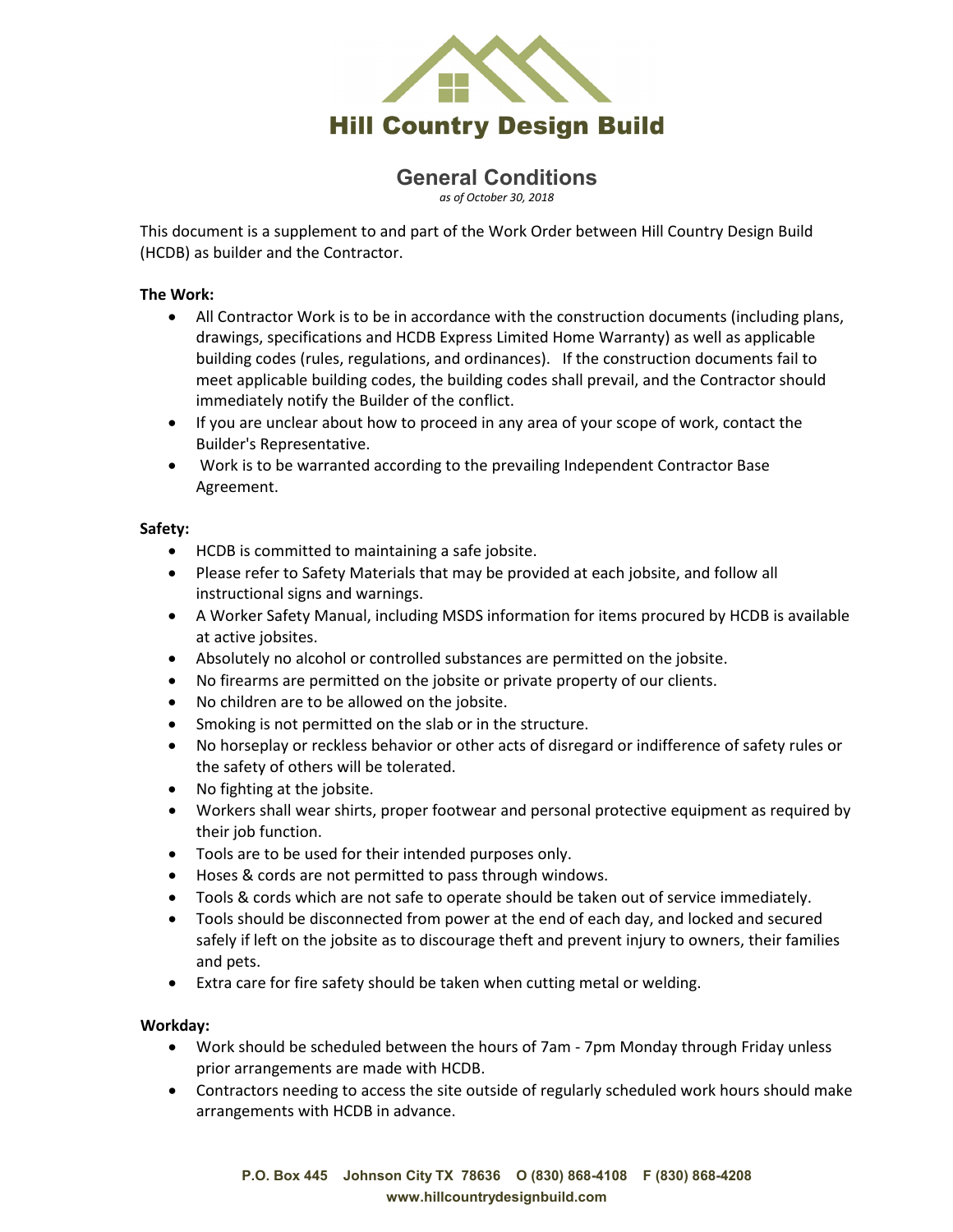# Hill Country Design Build

## General Conditions

*as of October 30, 2018*

This document is a supplement to and part of the Work Order between Hill Country Design Build (HCDB) as builder and the Contractor.

**The Work:**

- All Contractor Work is to be in accordance with the construction documents (including plans, drawings, specifications and HCDB Express Limited Home Warranty) as well as applicable building codes (rules, regulations, and ordinances). If the construction documents fail to meet applicable building codes, the building codes shall prevail, and the Contractor should immediately notify the Builder of the conflict.
- If you are unclear about how to proceed in any area of your scope of work, contact the Builder's Representative.
- Work is to be warranted according to the prevailing Independent Contractor Base Agreement.

**Safety:**

- HCDB is committed to maintaining a safe jobsite.
- Please refer to Safety Materials that may be provided at each jobsite, and follow all instructional signs and warnings.
- A Worker Safety Manual, including MSDS information for items procured by HCDB is available at active jobsites.
- Absolutely no alcohol or controlled substances are permitted on the jobsite.
- No firearms are permitted on the jobsite or private property of our clients.
- No children are to be allowed on the jobsite.
- Smoking is not permitted on the slab or in the structure.
- No horseplay or reckless behavior or other acts of disregard or indifference of safety rules or the safety of others will be tolerated.
- No fighting at the jobsite.
- Workers shall wear shirts, proper footwear and personal protective equipment as required by their job function.
- Tools are to be used for their intended purposes only.
- Hoses & cords are not permitted to pass through windows.
- Tools & cords which are not safe to operate should be taken out of service immediately.
- Tools should be disconnected from power at the end of each day, and locked and secured safely if left on the jobsite as to discourage theft and prevent injury to owners, their families and pets.
- Extra care for fire safety should be taken when cutting metal or welding.

**Workday:**

- Work should be scheduled between the hours of 7am - 7pm Monday through Friday unless prior arrangements are made with HCDB.
- Contractors needing to access the site outside of regularly scheduled work hours should make arrangements with HCDB in advance.

P.O. Box 445 Johnson City TX 78636 O (830) 868-4108 F (830) 868-4208
www.hillcountrydesignbuild.com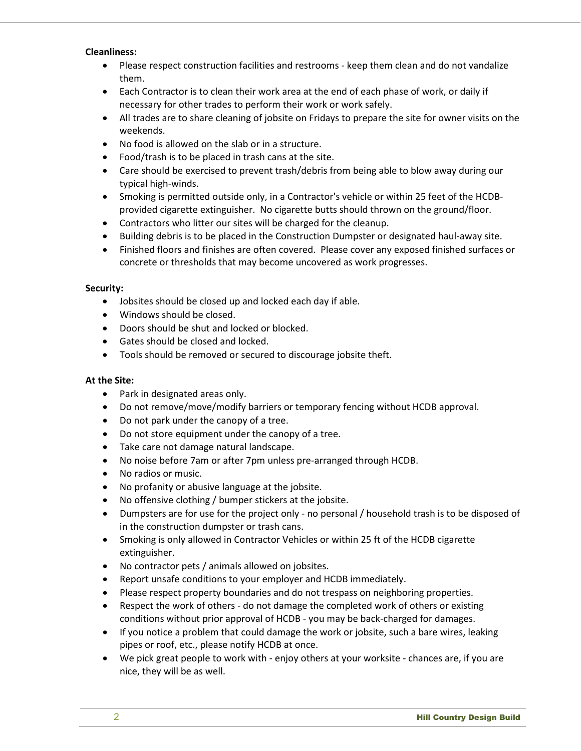**Cleanliness:**

- Please respect construction facilities and restrooms - keep them clean and do not vandalize them.
- Each Contractor is to clean their work area at the end of each phase of work, or daily if necessary for other trades to perform their work or work safely.
- All trades are to share cleaning of jobsite on Fridays to prepare the site for owner visits on the weekends.
- No food is allowed on the slab or in a structure.
- Food/trash is to be placed in trash cans at the site.
- Care should be exercised to prevent trash/debris from being able to blow away during our typical high-winds.
- Smoking is permitted outside only, in a Contractor's vehicle or within 25 feet of the HCDB-provided cigarette extinguisher. No cigarette butts should thrown on the ground/floor.
- Contractors who litter our sites will be charged for the cleanup.
- Building debris is to be placed in the Construction Dumpster or designated haul-away site.
- Finished floors and finishes are often covered. Please cover any exposed finished surfaces or concrete or thresholds that may become uncovered as work progresses.

**Security:**

- Jobsites should be closed up and locked each day if able.
- Windows should be closed.
- Doors should be shut and locked or blocked.
- Gates should be closed and locked.
- Tools should be removed or secured to discourage jobsite theft.

**At the Site:**

- Park in designated areas only.
- Do not remove/move/modify barriers or temporary fencing without HCDB approval.
- Do not park under the canopy of a tree.
- Do not store equipment under the canopy of a tree.
- Take care not damage natural landscape.
- No noise before 7am or after 7pm unless pre-arranged through HCDB.
- No radios or music.
- No profanity or abusive language at the jobsite.
- No offensive clothing / bumper stickers at the jobsite.
- Dumpsters are for use for the project only - no personal / household trash is to be disposed of in the construction dumpster or trash cans.
- Smoking is only allowed in Contractor Vehicles or within 25 ft of the HCDB cigarette extinguisher.
- No contractor pets / animals allowed on jobsites.
- Report unsafe conditions to your employer and HCDB immediately.
- Please respect property boundaries and do not trespass on neighboring properties.
- Respect the work of others - do not damage the completed work of others or existing conditions without prior approval of HCDB - you may be back-charged for damages.
- If you notice a problem that could damage the work or jobsite, such a bare wires, leaking pipes or roof, etc., please notify HCDB at once.
- We pick great people to work with - enjoy others at your worksite - chances are, if you are nice, they will be as well.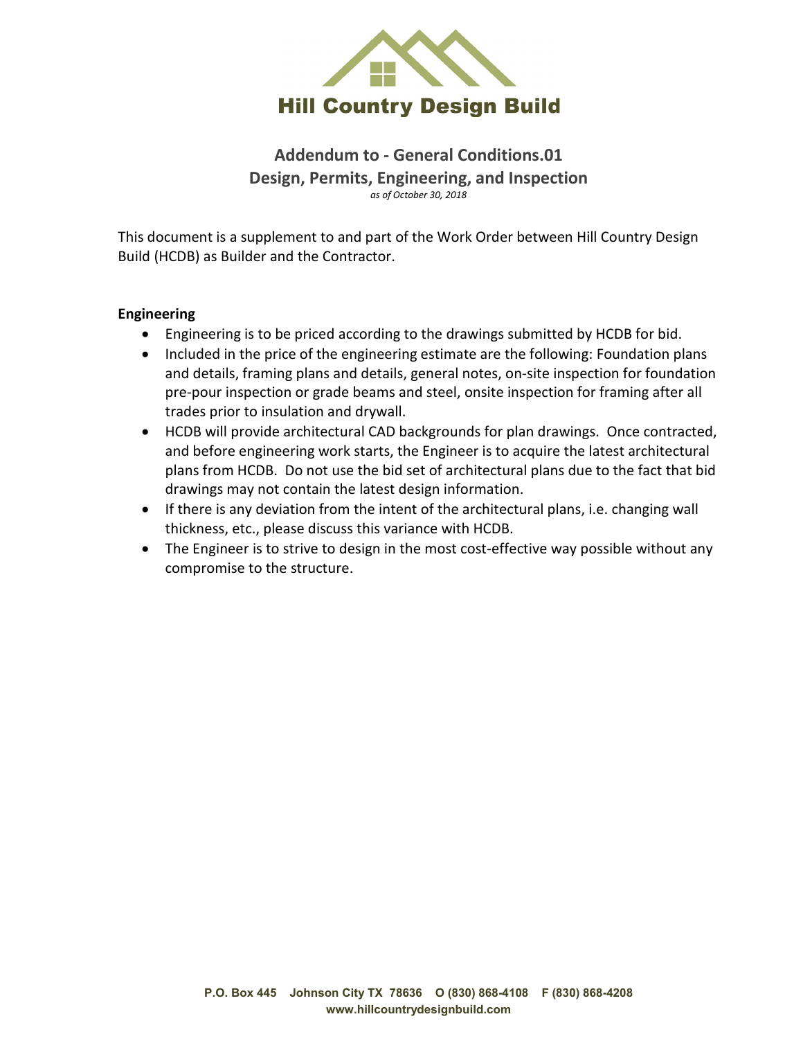# Hill Country Design Build

## Addendum to - General Conditions.01
## Design, Permits, Engineering, and Inspection

*as of October 30, 2018*

This document is a supplement to and part of the Work Order between Hill Country Design Build (HCDB) as Builder and the Contractor.

**Engineering**

- Engineering is to be priced according to the drawings submitted by HCDB for bid.
- Included in the price of the engineering estimate are the following: Foundation plans and details, framing plans and details, general notes, on-site inspection for foundation pre-pour inspection or grade beams and steel, onsite inspection for framing after all trades prior to insulation and drywall.
- HCDB will provide architectural CAD backgrounds for plan drawings. Once contracted, and before engineering work starts, the Engineer is to acquire the latest architectural plans from HCDB. Do not use the bid set of architectural plans due to the fact that bid drawings may not contain the latest design information.
- If there is any deviation from the intent of the architectural plans, i.e. changing wall thickness, etc., please discuss this variance with HCDB.
- The Engineer is to strive to design in the most cost-effective way possible without any compromise to the structure.

P.O. Box 445 Johnson City TX 78636 O (830) 868-4108 F (830) 868-4208
www.hillcountrydesignbuild.com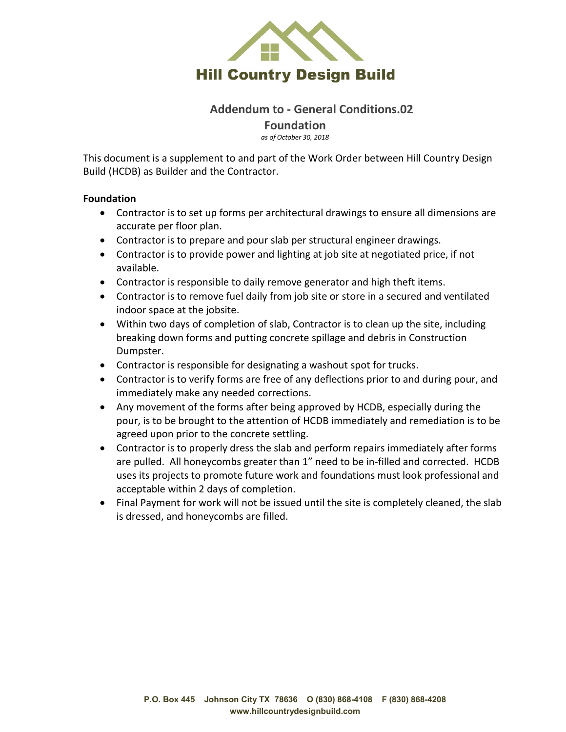# Hill Country Design Build

## Addendum to - General Conditions.02

## Foundation

*as of October 30, 2018*

This document is a supplement to and part of the Work Order between Hill Country Design Build (HCDB) as Builder and the Contractor.

**Foundation**

- Contractor is to set up forms per architectural drawings to ensure all dimensions are accurate per floor plan.
- Contractor is to prepare and pour slab per structural engineer drawings.
- Contractor is to provide power and lighting at job site at negotiated price, if not available.
- Contractor is responsible to daily remove generator and high theft items.
- Contractor is to remove fuel daily from job site or store in a secured and ventilated indoor space at the jobsite.
- Within two days of completion of slab, Contractor is to clean up the site, including breaking down forms and putting concrete spillage and debris in Construction Dumpster.
- Contractor is responsible for designating a washout spot for trucks.
- Contractor is to verify forms are free of any deflections prior to and during pour, and immediately make any needed corrections.
- Any movement of the forms after being approved by HCDB, especially during the pour, is to be brought to the attention of HCDB immediately and remediation is to be agreed upon prior to the concrete settling.
- Contractor is to properly dress the slab and perform repairs immediately after forms are pulled. All honeycombs greater than 1" need to be in-filled and corrected. HCDB uses its projects to promote future work and foundations must look professional and acceptable within 2 days of completion.
- Final Payment for work will not be issued until the site is completely cleaned, the slab is dressed, and honeycombs are filled.

P.O. Box 445 Johnson City TX 78636 O (830) 868-4108 F (830) 868-4208
www.hillcountrydesignbuild.com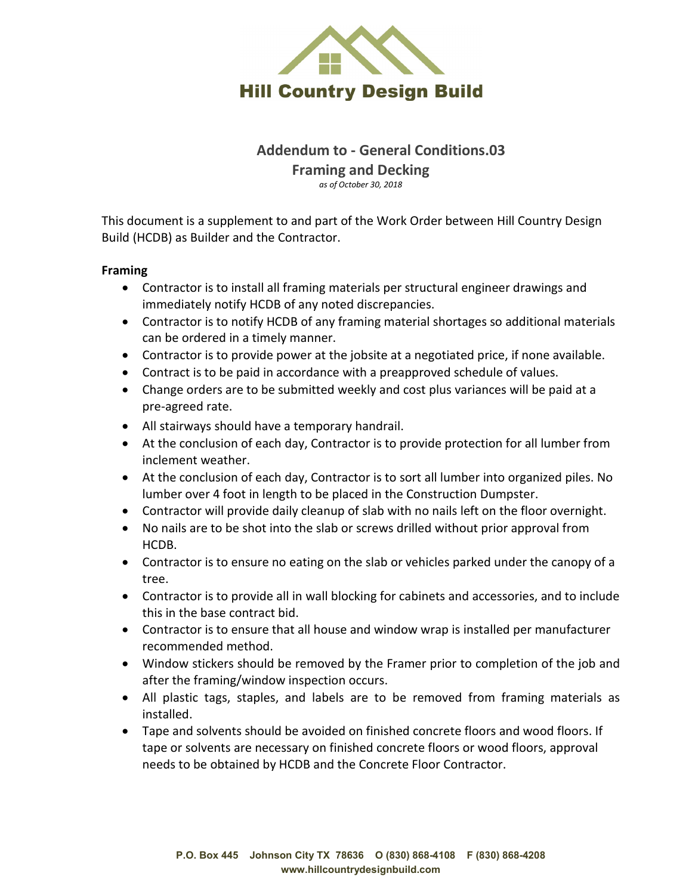**Hill Country Design Build**

## Addendum to - General Conditions.03
## Framing and Decking

*as of October 30, 2018*

This document is a supplement to and part of the Work Order between Hill Country Design Build (HCDB) as Builder and the Contractor.

### Framing

- Contractor is to install all framing materials per structural engineer drawings and immediately notify HCDB of any noted discrepancies.
- Contractor is to notify HCDB of any framing material shortages so additional materials can be ordered in a timely manner.
- Contractor is to provide power at the jobsite at a negotiated price, if none available.
- Contract is to be paid in accordance with a preapproved schedule of values.
- Change orders are to be submitted weekly and cost plus variances will be paid at a pre-agreed rate.
- All stairways should have a temporary handrail.
- At the conclusion of each day, Contractor is to provide protection for all lumber from inclement weather.
- At the conclusion of each day, Contractor is to sort all lumber into organized piles. No lumber over 4 foot in length to be placed in the Construction Dumpster.
- Contractor will provide daily cleanup of slab with no nails left on the floor overnight.
- No nails are to be shot into the slab or screws drilled without prior approval from HCDB.
- Contractor is to ensure no eating on the slab or vehicles parked under the canopy of a tree.
- Contractor is to provide all in wall blocking for cabinets and accessories, and to include this in the base contract bid.
- Contractor is to ensure that all house and window wrap is installed per manufacturer recommended method.
- Window stickers should be removed by the Framer prior to completion of the job and after the framing/window inspection occurs.
- All plastic tags, staples, and labels are to be removed from framing materials as installed.
- Tape and solvents should be avoided on finished concrete floors and wood floors. If tape or solvents are necessary on finished concrete floors or wood floors, approval needs to be obtained by HCDB and the Concrete Floor Contractor.

P.O. Box 445 Johnson City TX 78636 O (830) 868-4108 F (830) 868-4208
www.hillcountrydesignbuild.com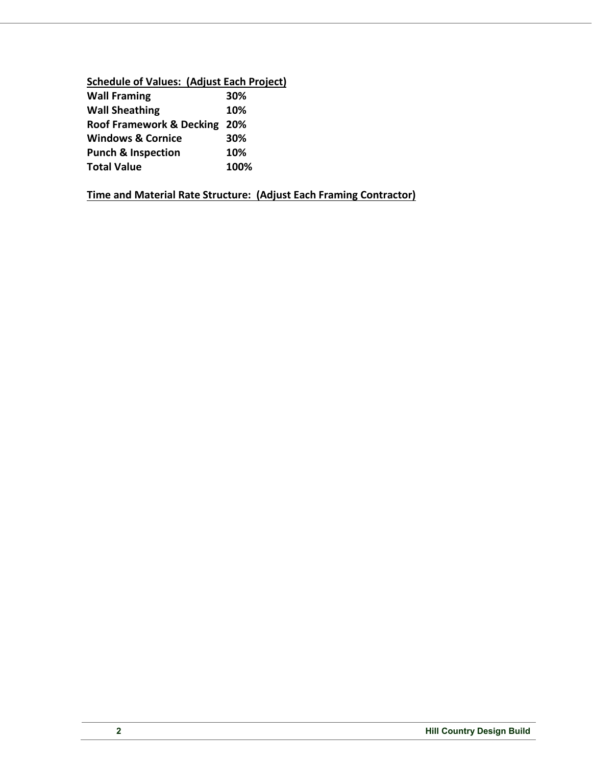**<u>Schedule of Values: (Adjust Each Project)</u>**

| | |
|---|---|
| **Wall Framing** | **30%** |
| **Wall Sheathing** | **10%** |
| **Roof Framework & Decking** | **20%** |
| **Windows & Cornice** | **30%** |
| **Punch & Inspection** | **10%** |
| **Total Value** | **100%** |

**<u>Time and Material Rate Structure: (Adjust Each Framing Contractor)</u>**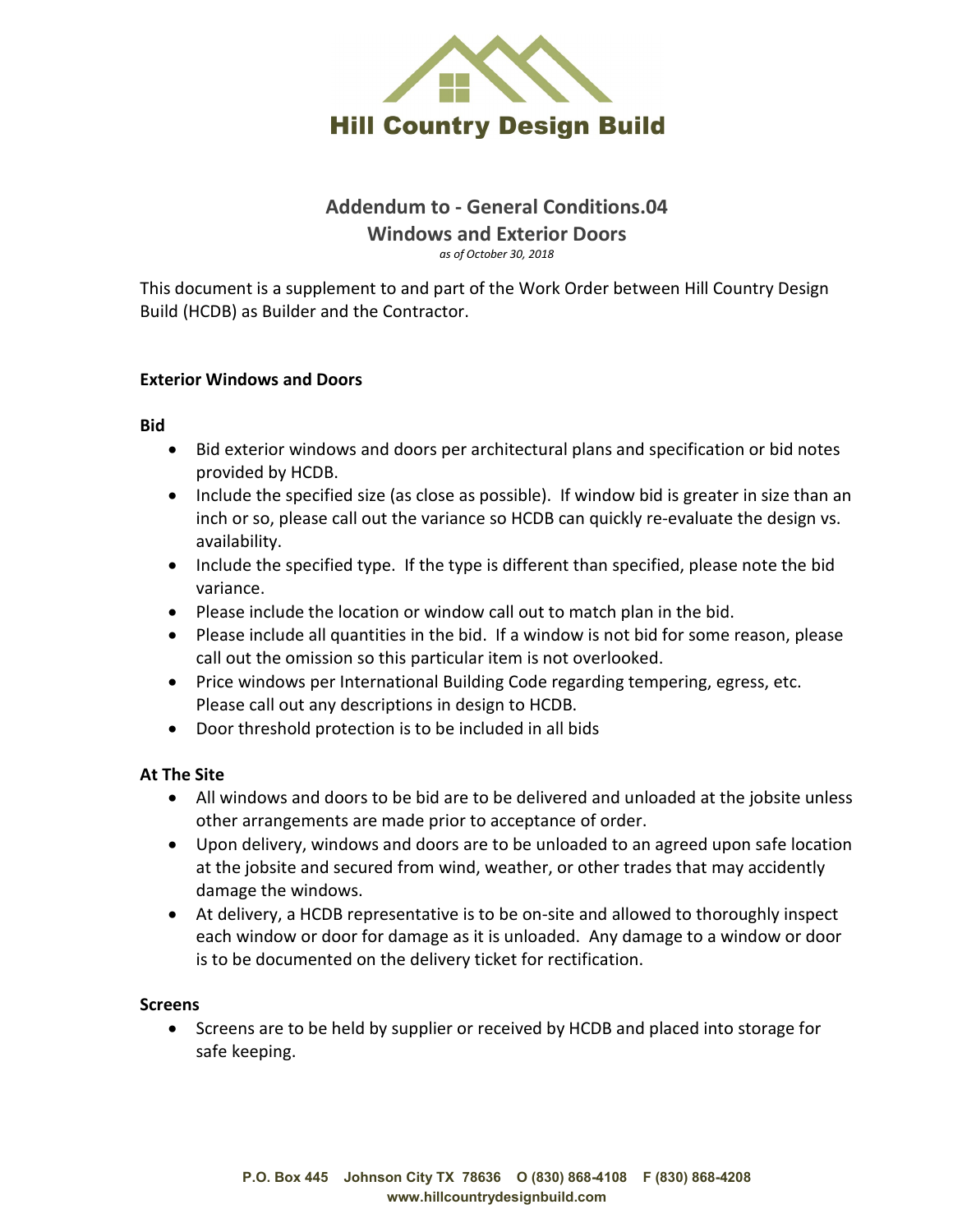# Hill Country Design Build

## Addendum to - General Conditions.04
## Windows and Exterior Doors

*as of October 30, 2018*

This document is a supplement to and part of the Work Order between Hill Country Design Build (HCDB) as Builder and the Contractor.

**Exterior Windows and Doors**

**Bid**

- Bid exterior windows and doors per architectural plans and specification or bid notes provided by HCDB.
- Include the specified size (as close as possible). If window bid is greater in size than an inch or so, please call out the variance so HCDB can quickly re-evaluate the design vs. availability.
- Include the specified type. If the type is different than specified, please note the bid variance.
- Please include the location or window call out to match plan in the bid.
- Please include all quantities in the bid. If a window is not bid for some reason, please call out the omission so this particular item is not overlooked.
- Price windows per International Building Code regarding tempering, egress, etc. Please call out any descriptions in design to HCDB.
- Door threshold protection is to be included in all bids

**At The Site**

- All windows and doors to be bid are to be delivered and unloaded at the jobsite unless other arrangements are made prior to acceptance of order.
- Upon delivery, windows and doors are to be unloaded to an agreed upon safe location at the jobsite and secured from wind, weather, or other trades that may accidently damage the windows.
- At delivery, a HCDB representative is to be on-site and allowed to thoroughly inspect each window or door for damage as it is unloaded. Any damage to a window or door is to be documented on the delivery ticket for rectification.

**Screens**

- Screens are to be held by supplier or received by HCDB and placed into storage for safe keeping.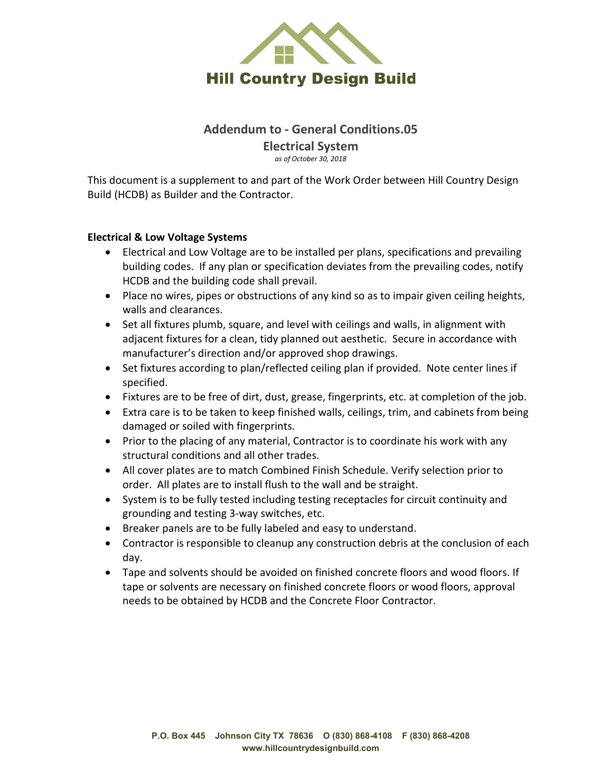Hill Country Design Build

# Addendum to - General Conditions.05

## Electrical System

*as of October 30, 2018*

This document is a supplement to and part of the Work Order between Hill Country Design Build (HCDB) as Builder and the Contractor.

**Electrical & Low Voltage Systems**

- Electrical and Low Voltage are to be installed per plans, specifications and prevailing building codes. If any plan or specification deviates from the prevailing codes, notify HCDB and the building code shall prevail.
- Place no wires, pipes or obstructions of any kind so as to impair given ceiling heights, walls and clearances.
- Set all fixtures plumb, square, and level with ceilings and walls, in alignment with adjacent fixtures for a clean, tidy planned out aesthetic. Secure in accordance with manufacturer's direction and/or approved shop drawings.
- Set fixtures according to plan/reflected ceiling plan if provided. Note center lines if specified.
- Fixtures are to be free of dirt, dust, grease, fingerprints, etc. at completion of the job.
- Extra care is to be taken to keep finished walls, ceilings, trim, and cabinets from being damaged or soiled with fingerprints.
- Prior to the placing of any material, Contractor is to coordinate his work with any structural conditions and all other trades.
- All cover plates are to match Combined Finish Schedule. Verify selection prior to order. All plates are to install flush to the wall and be straight.
- System is to be fully tested including testing receptacles for circuit continuity and grounding and testing 3-way switches, etc.
- Breaker panels are to be fully labeled and easy to understand.
- Contractor is responsible to cleanup any construction debris at the conclusion of each day.
- Tape and solvents should be avoided on finished concrete floors and wood floors. If tape or solvents are necessary on finished concrete floors or wood floors, approval needs to be obtained by HCDB and the Concrete Floor Contractor.

P.O. Box 445 Johnson City TX 78636 O (830) 868-4108 F (830) 868-4208
www.hillcountrydesignbuild.com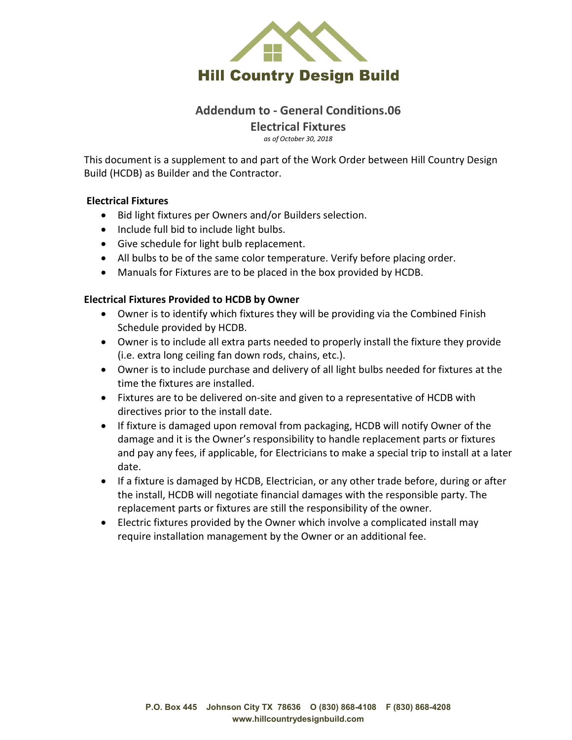# Hill Country Design Build

## Addendum to - General Conditions.06

## Electrical Fixtures

*as of October 30, 2018*

This document is a supplement to and part of the Work Order between Hill Country Design Build (HCDB) as Builder and the Contractor.

**Electrical Fixtures**

- Bid light fixtures per Owners and/or Builders selection.
- Include full bid to include light bulbs.
- Give schedule for light bulb replacement.
- All bulbs to be of the same color temperature. Verify before placing order.
- Manuals for Fixtures are to be placed in the box provided by HCDB.

**Electrical Fixtures Provided to HCDB by Owner**

- Owner is to identify which fixtures they will be providing via the Combined Finish Schedule provided by HCDB.
- Owner is to include all extra parts needed to properly install the fixture they provide (i.e. extra long ceiling fan down rods, chains, etc.).
- Owner is to include purchase and delivery of all light bulbs needed for fixtures at the time the fixtures are installed.
- Fixtures are to be delivered on-site and given to a representative of HCDB with directives prior to the install date.
- If fixture is damaged upon removal from packaging, HCDB will notify Owner of the damage and it is the Owner's responsibility to handle replacement parts or fixtures and pay any fees, if applicable, for Electricians to make a special trip to install at a later date.
- If a fixture is damaged by HCDB, Electrician, or any other trade before, during or after the install, HCDB will negotiate financial damages with the responsible party. The replacement parts or fixtures are still the responsibility of the owner.
- Electric fixtures provided by the Owner which involve a complicated install may require installation management by the Owner or an additional fee.

P.O. Box 445 Johnson City TX 78636 O (830) 868-4108 F (830) 868-4208
www.hillcountrydesignbuild.com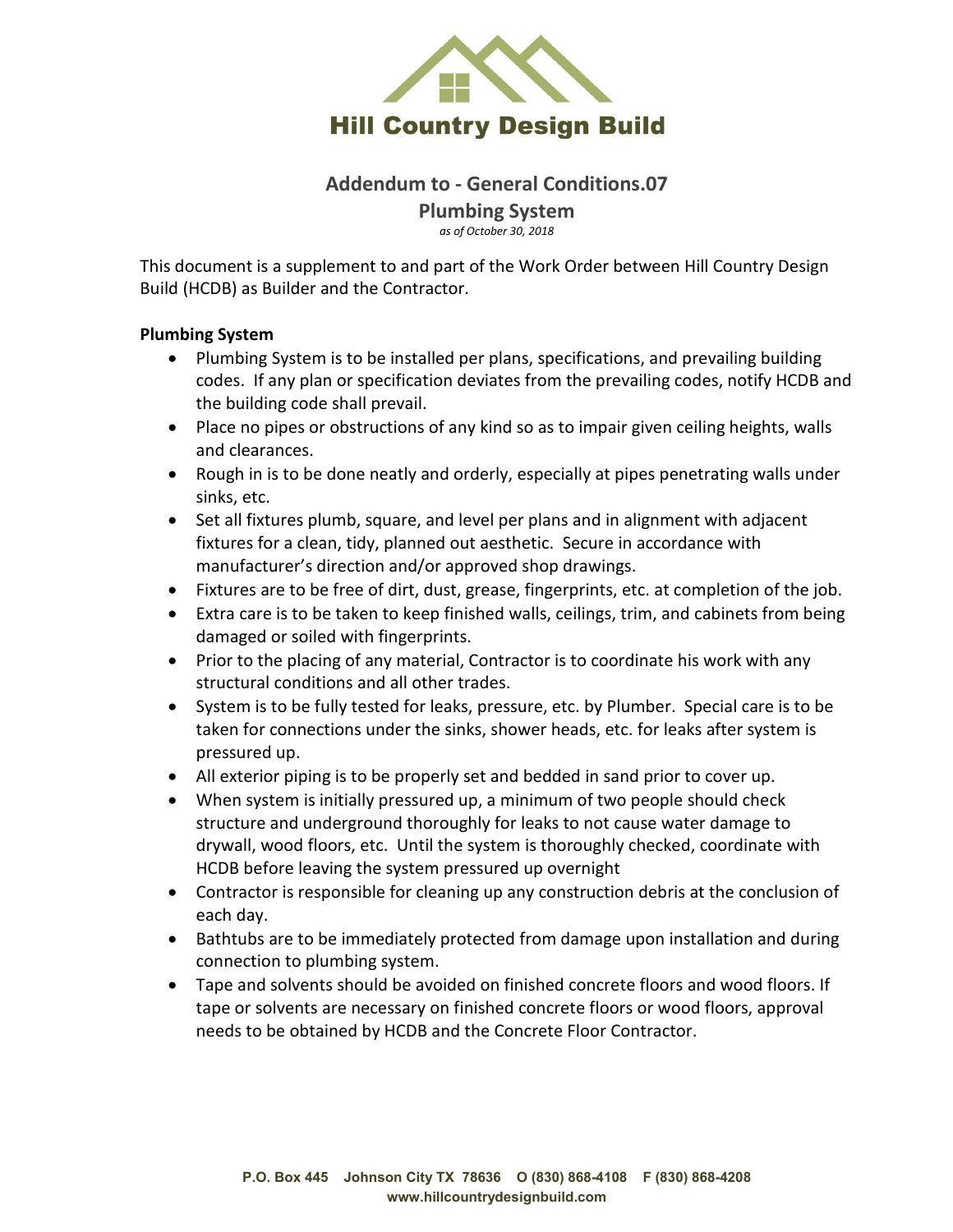# Hill Country Design Build

## Addendum to - General Conditions.07

## Plumbing System

*as of October 30, 2018*

This document is a supplement to and part of the Work Order between Hill Country Design Build (HCDB) as Builder and the Contractor.

**Plumbing System**

- Plumbing System is to be installed per plans, specifications, and prevailing building codes. If any plan or specification deviates from the prevailing codes, notify HCDB and the building code shall prevail.
- Place no pipes or obstructions of any kind so as to impair given ceiling heights, walls and clearances.
- Rough in is to be done neatly and orderly, especially at pipes penetrating walls under sinks, etc.
- Set all fixtures plumb, square, and level per plans and in alignment with adjacent fixtures for a clean, tidy, planned out aesthetic. Secure in accordance with manufacturer's direction and/or approved shop drawings.
- Fixtures are to be free of dirt, dust, grease, fingerprints, etc. at completion of the job.
- Extra care is to be taken to keep finished walls, ceilings, trim, and cabinets from being damaged or soiled with fingerprints.
- Prior to the placing of any material, Contractor is to coordinate his work with any structural conditions and all other trades.
- System is to be fully tested for leaks, pressure, etc. by Plumber. Special care is to be taken for connections under the sinks, shower heads, etc. for leaks after system is pressured up.
- All exterior piping is to be properly set and bedded in sand prior to cover up.
- When system is initially pressured up, a minimum of two people should check structure and underground thoroughly for leaks to not cause water damage to drywall, wood floors, etc. Until the system is thoroughly checked, coordinate with HCDB before leaving the system pressured up overnight
- Contractor is responsible for cleaning up any construction debris at the conclusion of each day.
- Bathtubs are to be immediately protected from damage upon installation and during connection to plumbing system.
- Tape and solvents should be avoided on finished concrete floors and wood floors. If tape or solvents are necessary on finished concrete floors or wood floors, approval needs to be obtained by HCDB and the Concrete Floor Contractor.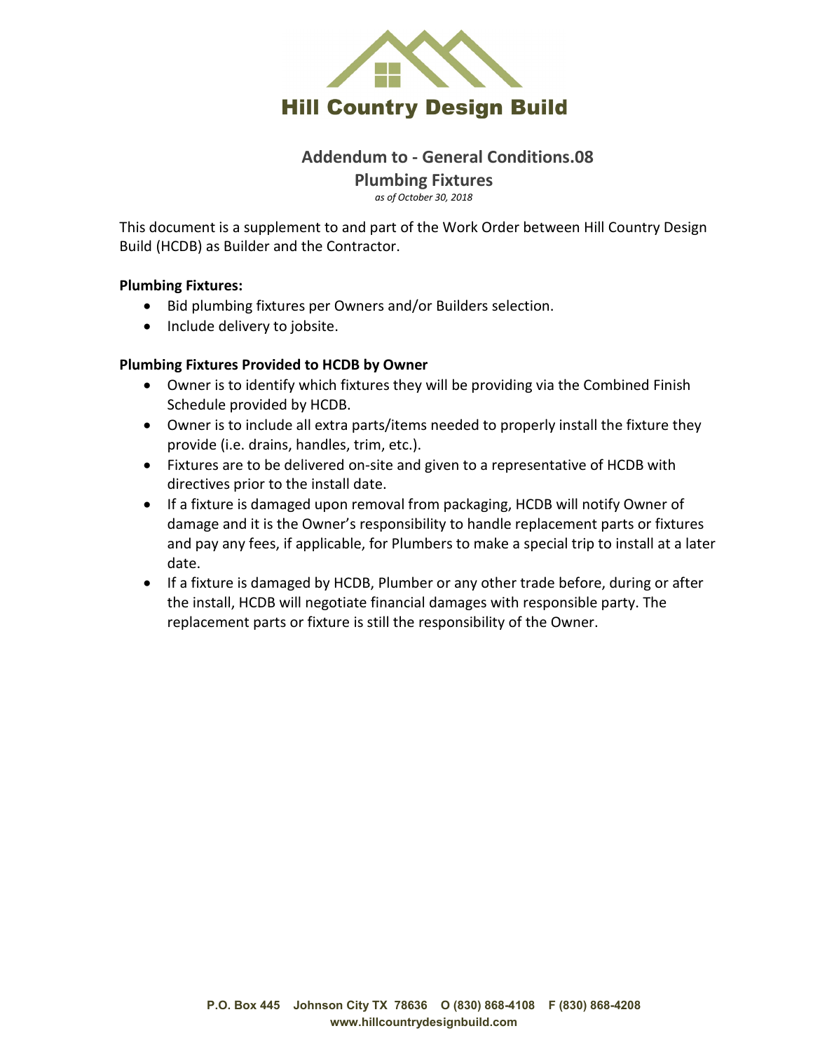# Hill Country Design Build

## Addendum to - General Conditions.08

## Plumbing Fixtures

*as of October 30, 2018*

This document is a supplement to and part of the Work Order between Hill Country Design Build (HCDB) as Builder and the Contractor.

**Plumbing Fixtures:**

- Bid plumbing fixtures per Owners and/or Builders selection.
- Include delivery to jobsite.

**Plumbing Fixtures Provided to HCDB by Owner**

- Owner is to identify which fixtures they will be providing via the Combined Finish Schedule provided by HCDB.
- Owner is to include all extra parts/items needed to properly install the fixture they provide (i.e. drains, handles, trim, etc.).
- Fixtures are to be delivered on-site and given to a representative of HCDB with directives prior to the install date.
- If a fixture is damaged upon removal from packaging, HCDB will notify Owner of damage and it is the Owner's responsibility to handle replacement parts or fixtures and pay any fees, if applicable, for Plumbers to make a special trip to install at a later date.
- If a fixture is damaged by HCDB, Plumber or any other trade before, during or after the install, HCDB will negotiate financial damages with responsible party. The replacement parts or fixture is still the responsibility of the Owner.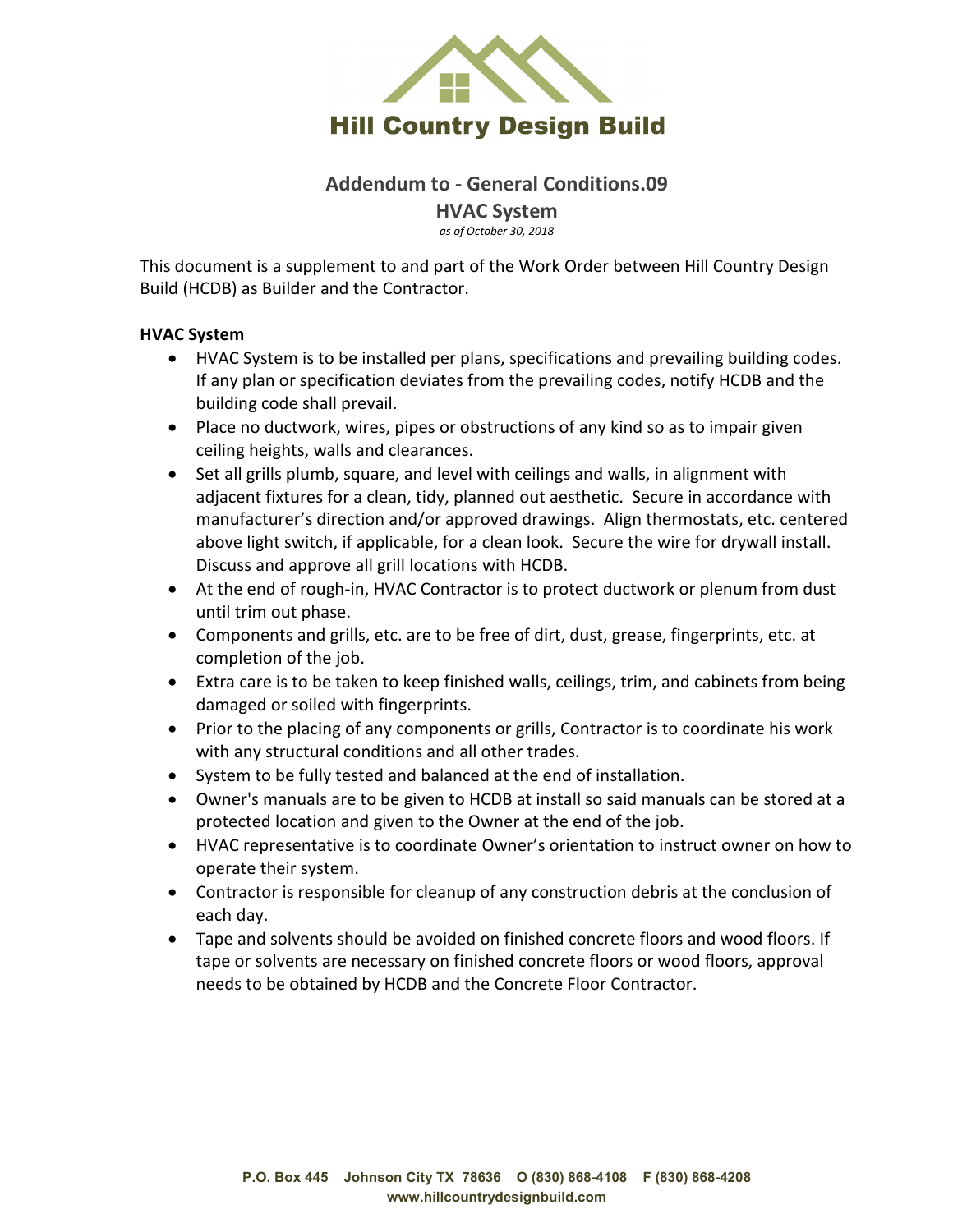# Hill Country Design Build

## Addendum to - General Conditions.09

## HVAC System

*as of October 30, 2018*

This document is a supplement to and part of the Work Order between Hill Country Design Build (HCDB) as Builder and the Contractor.

**HVAC System**

- HVAC System is to be installed per plans, specifications and prevailing building codes. If any plan or specification deviates from the prevailing codes, notify HCDB and the building code shall prevail.
- Place no ductwork, wires, pipes or obstructions of any kind so as to impair given ceiling heights, walls and clearances.
- Set all grills plumb, square, and level with ceilings and walls, in alignment with adjacent fixtures for a clean, tidy, planned out aesthetic. Secure in accordance with manufacturer's direction and/or approved drawings. Align thermostats, etc. centered above light switch, if applicable, for a clean look. Secure the wire for drywall install. Discuss and approve all grill locations with HCDB.
- At the end of rough-in, HVAC Contractor is to protect ductwork or plenum from dust until trim out phase.
- Components and grills, etc. are to be free of dirt, dust, grease, fingerprints, etc. at completion of the job.
- Extra care is to be taken to keep finished walls, ceilings, trim, and cabinets from being damaged or soiled with fingerprints.
- Prior to the placing of any components or grills, Contractor is to coordinate his work with any structural conditions and all other trades.
- System to be fully tested and balanced at the end of installation.
- Owner's manuals are to be given to HCDB at install so said manuals can be stored at a protected location and given to the Owner at the end of the job.
- HVAC representative is to coordinate Owner's orientation to instruct owner on how to operate their system.
- Contractor is responsible for cleanup of any construction debris at the conclusion of each day.
- Tape and solvents should be avoided on finished concrete floors and wood floors. If tape or solvents are necessary on finished concrete floors or wood floors, approval needs to be obtained by HCDB and the Concrete Floor Contractor.

P.O. Box 445 Johnson City TX 78636 O (830) 868-4108 F (830) 868-4208
www.hillcountrydesignbuild.com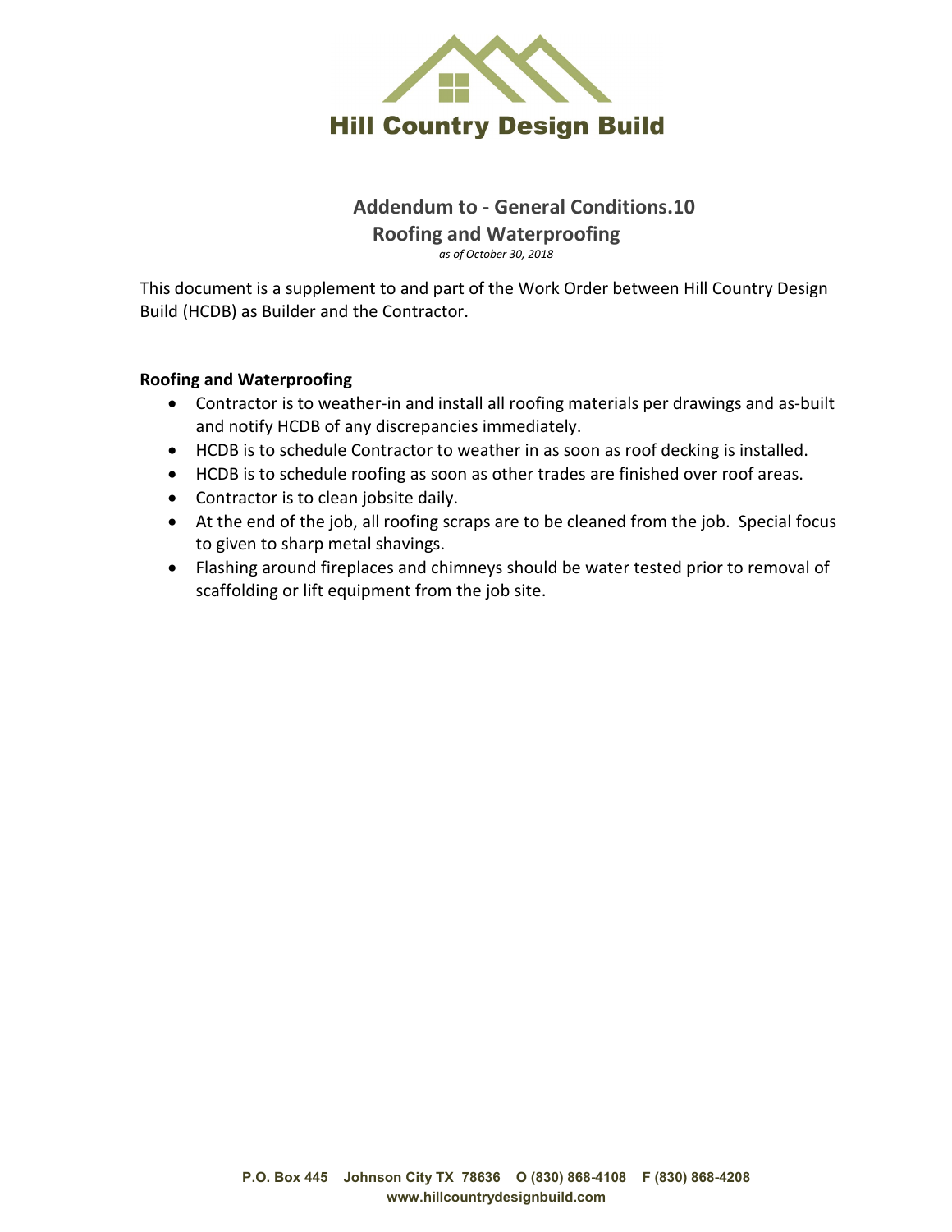# Hill Country Design Build

## Addendum to - General Conditions.10
## Roofing and Waterproofing

*as of October 30, 2018*

This document is a supplement to and part of the Work Order between Hill Country Design Build (HCDB) as Builder and the Contractor.

**Roofing and Waterproofing**

- Contractor is to weather-in and install all roofing materials per drawings and as-built and notify HCDB of any discrepancies immediately.
- HCDB is to schedule Contractor to weather in as soon as roof decking is installed.
- HCDB is to schedule roofing as soon as other trades are finished over roof areas.
- Contractor is to clean jobsite daily.
- At the end of the job, all roofing scraps are to be cleaned from the job. Special focus to given to sharp metal shavings.
- Flashing around fireplaces and chimneys should be water tested prior to removal of scaffolding or lift equipment from the job site.

**P.O. Box 445 Johnson City TX 78636 O (830) 868-4108 F (830) 868-4208**
**www.hillcountrydesignbuild.com**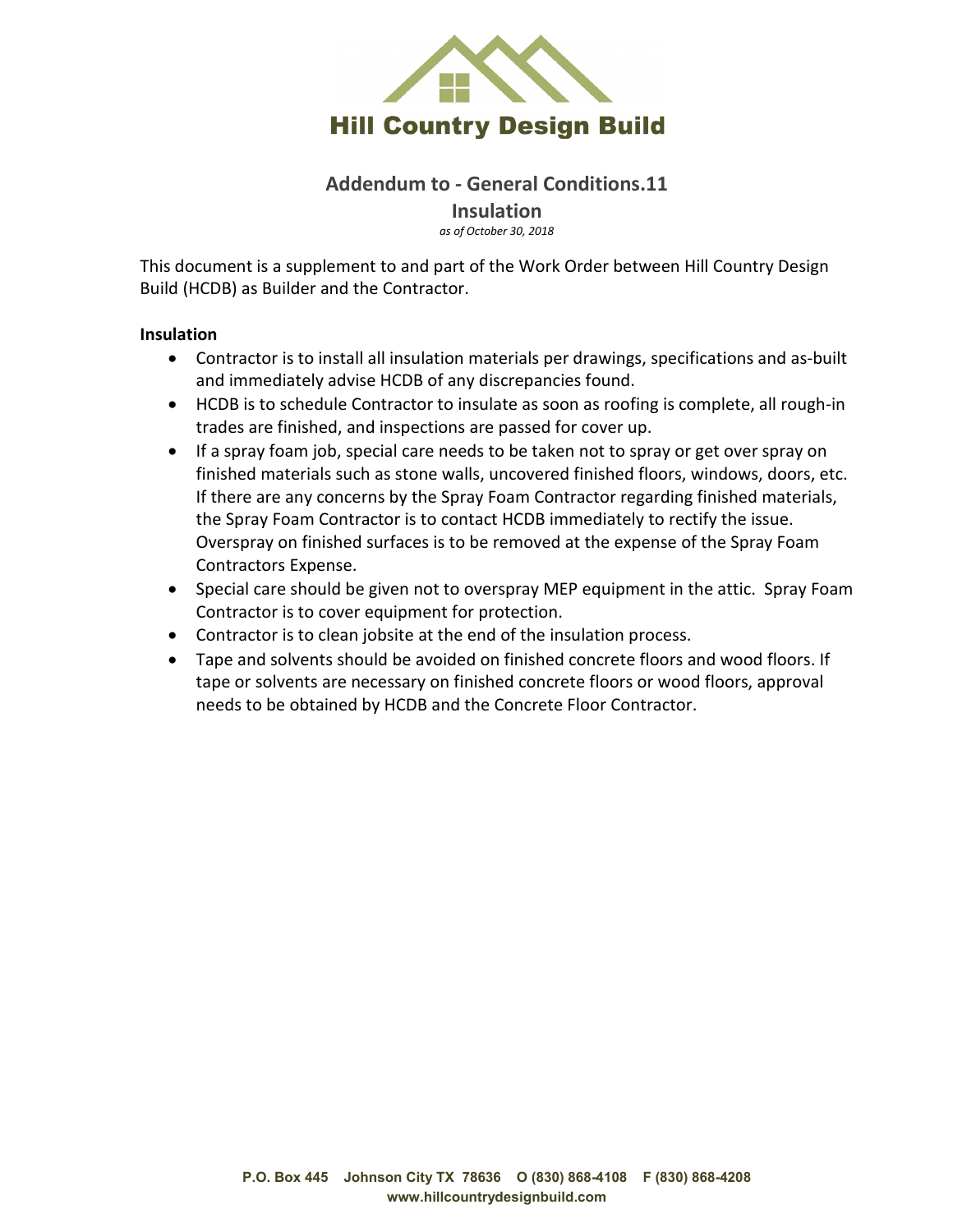# Hill Country Design Build

## Addendum to - General Conditions.11

## Insulation

*as of October 30, 2018*

This document is a supplement to and part of the Work Order between Hill Country Design Build (HCDB) as Builder and the Contractor.

**Insulation**

- Contractor is to install all insulation materials per drawings, specifications and as-built and immediately advise HCDB of any discrepancies found.
- HCDB is to schedule Contractor to insulate as soon as roofing is complete, all rough-in trades are finished, and inspections are passed for cover up.
- If a spray foam job, special care needs to be taken not to spray or get over spray on finished materials such as stone walls, uncovered finished floors, windows, doors, etc. If there are any concerns by the Spray Foam Contractor regarding finished materials, the Spray Foam Contractor is to contact HCDB immediately to rectify the issue. Overspray on finished surfaces is to be removed at the expense of the Spray Foam Contractors Expense.
- Special care should be given not to overspray MEP equipment in the attic. Spray Foam Contractor is to cover equipment for protection.
- Contractor is to clean jobsite at the end of the insulation process.
- Tape and solvents should be avoided on finished concrete floors and wood floors. If tape or solvents are necessary on finished concrete floors or wood floors, approval needs to be obtained by HCDB and the Concrete Floor Contractor.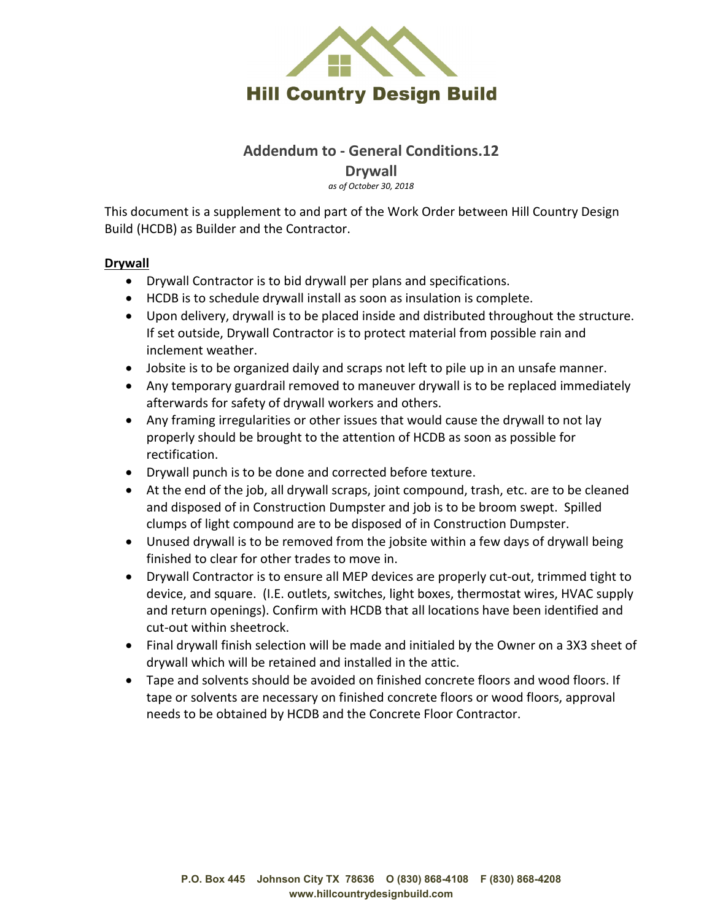**Hill Country Design Build**

## Addendum to - General Conditions.12

## Drywall

*as of October 30, 2018*

This document is a supplement to and part of the Work Order between Hill Country Design Build (HCDB) as Builder and the Contractor.

### Drywall

- Drywall Contractor is to bid drywall per plans and specifications.
- HCDB is to schedule drywall install as soon as insulation is complete.
- Upon delivery, drywall is to be placed inside and distributed throughout the structure. If set outside, Drywall Contractor is to protect material from possible rain and inclement weather.
- Jobsite is to be organized daily and scraps not left to pile up in an unsafe manner.
- Any temporary guardrail removed to maneuver drywall is to be replaced immediately afterwards for safety of drywall workers and others.
- Any framing irregularities or other issues that would cause the drywall to not lay properly should be brought to the attention of HCDB as soon as possible for rectification.
- Drywall punch is to be done and corrected before texture.
- At the end of the job, all drywall scraps, joint compound, trash, etc. are to be cleaned and disposed of in Construction Dumpster and job is to be broom swept. Spilled clumps of light compound are to be disposed of in Construction Dumpster.
- Unused drywall is to be removed from the jobsite within a few days of drywall being finished to clear for other trades to move in.
- Drywall Contractor is to ensure all MEP devices are properly cut-out, trimmed tight to device, and square. (I.E. outlets, switches, light boxes, thermostat wires, HVAC supply and return openings). Confirm with HCDB that all locations have been identified and cut-out within sheetrock.
- Final drywall finish selection will be made and initialed by the Owner on a 3X3 sheet of drywall which will be retained and installed in the attic.
- Tape and solvents should be avoided on finished concrete floors and wood floors. If tape or solvents are necessary on finished concrete floors or wood floors, approval needs to be obtained by HCDB and the Concrete Floor Contractor.

**P.O. Box 445 Johnson City TX 78636 O (830) 868-4108 F (830) 868-4208**
**www.hillcountrydesignbuild.com**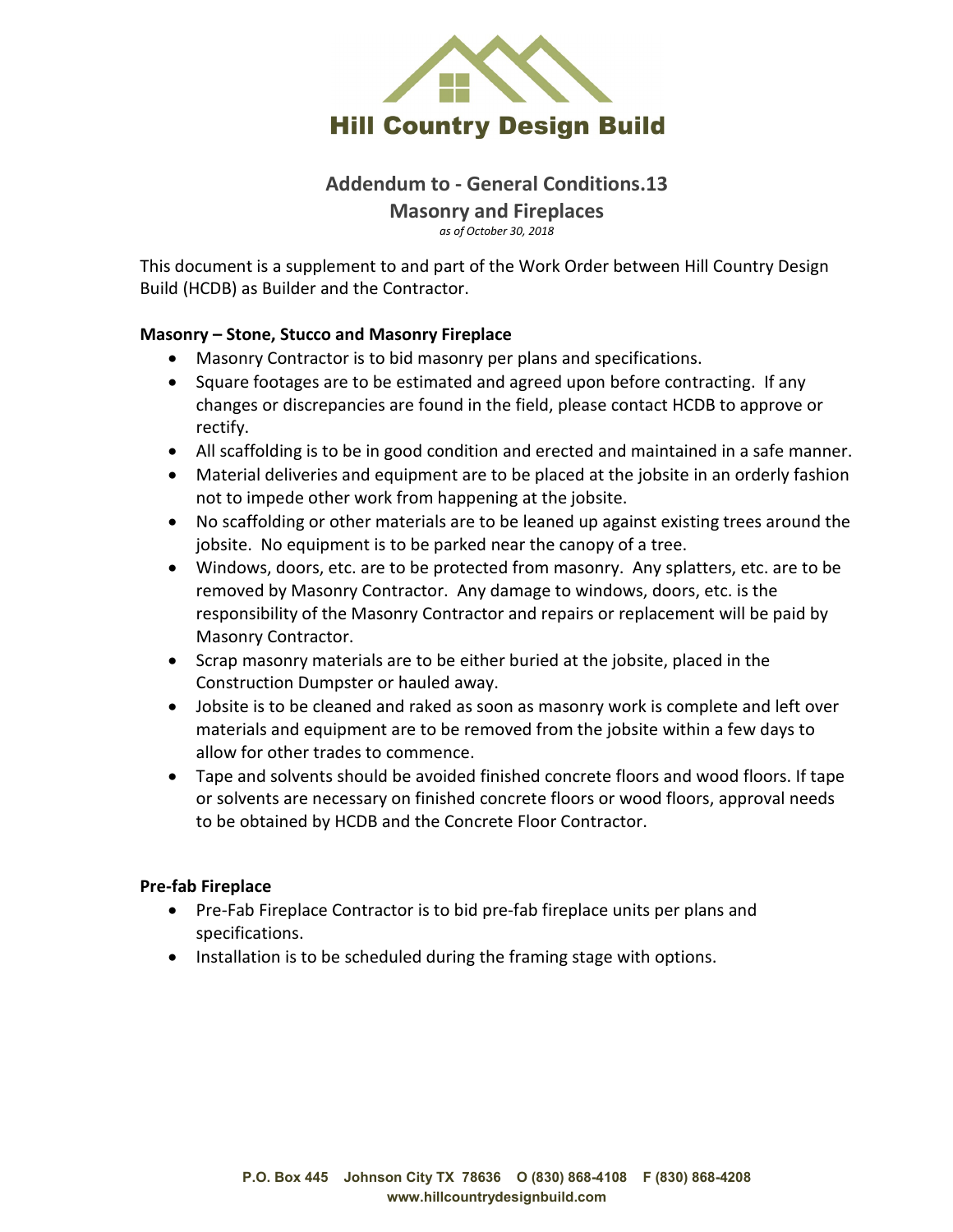# Hill Country Design Build

## Addendum to - General Conditions.13

## Masonry and Fireplaces

*as of October 30, 2018*

This document is a supplement to and part of the Work Order between Hill Country Design Build (HCDB) as Builder and the Contractor.

**Masonry – Stone, Stucco and Masonry Fireplace**

- Masonry Contractor is to bid masonry per plans and specifications.
- Square footages are to be estimated and agreed upon before contracting. If any changes or discrepancies are found in the field, please contact HCDB to approve or rectify.
- All scaffolding is to be in good condition and erected and maintained in a safe manner.
- Material deliveries and equipment are to be placed at the jobsite in an orderly fashion not to impede other work from happening at the jobsite.
- No scaffolding or other materials are to be leaned up against existing trees around the jobsite. No equipment is to be parked near the canopy of a tree.
- Windows, doors, etc. are to be protected from masonry. Any splatters, etc. are to be removed by Masonry Contractor. Any damage to windows, doors, etc. is the responsibility of the Masonry Contractor and repairs or replacement will be paid by Masonry Contractor.
- Scrap masonry materials are to be either buried at the jobsite, placed in the Construction Dumpster or hauled away.
- Jobsite is to be cleaned and raked as soon as masonry work is complete and left over materials and equipment are to be removed from the jobsite within a few days to allow for other trades to commence.
- Tape and solvents should be avoided finished concrete floors and wood floors. If tape or solvents are necessary on finished concrete floors or wood floors, approval needs to be obtained by HCDB and the Concrete Floor Contractor.

**Pre-fab Fireplace**

- Pre-Fab Fireplace Contractor is to bid pre-fab fireplace units per plans and specifications.
- Installation is to be scheduled during the framing stage with options.

P.O. Box 445 Johnson City TX 78636 O (830) 868-4108 F (830) 868-4208
www.hillcountrydesignbuild.com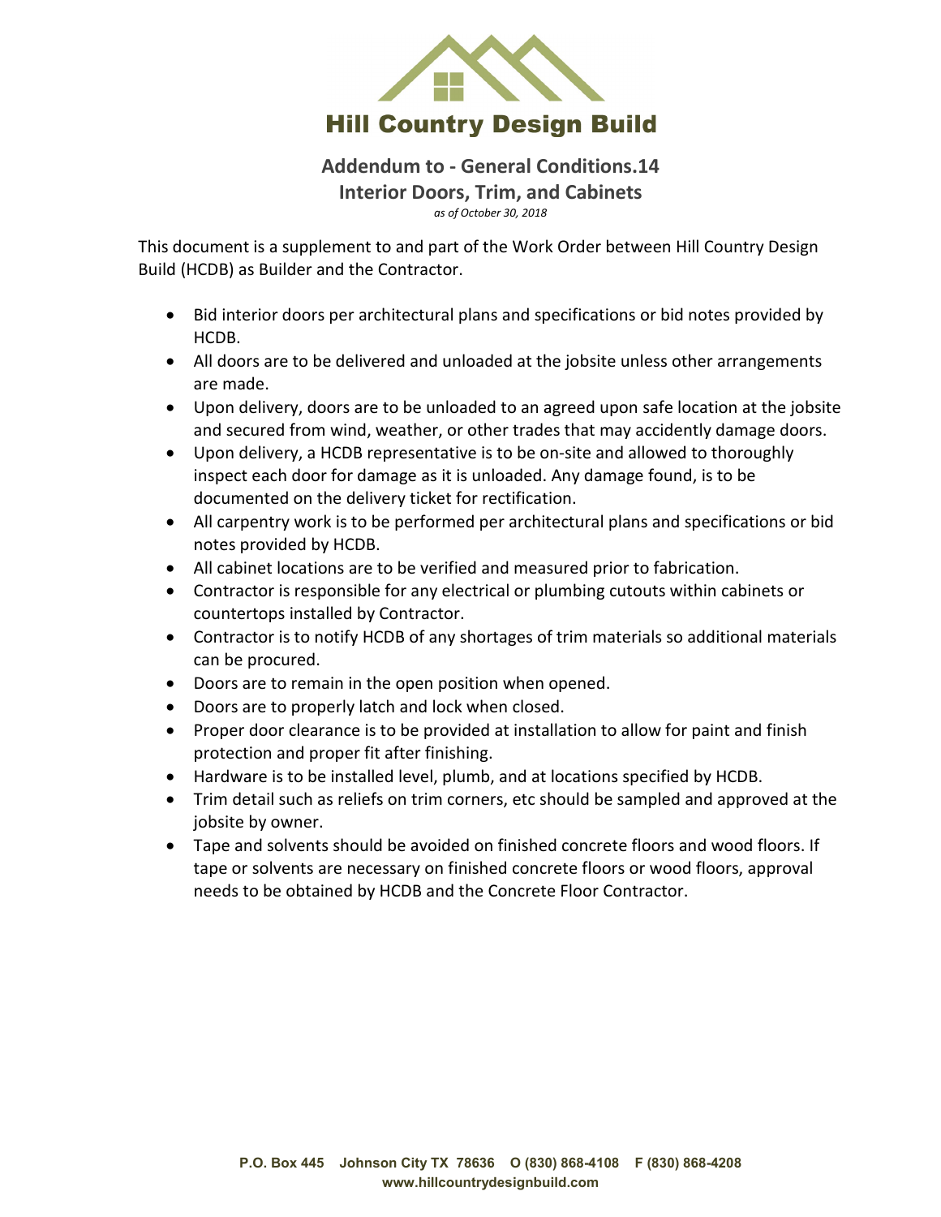# Hill Country Design Build

## Addendum to - General Conditions.14
## Interior Doors, Trim, and Cabinets

*as of October 30, 2018*

This document is a supplement to and part of the Work Order between Hill Country Design Build (HCDB) as Builder and the Contractor.

- Bid interior doors per architectural plans and specifications or bid notes provided by HCDB.
- All doors are to be delivered and unloaded at the jobsite unless other arrangements are made.
- Upon delivery, doors are to be unloaded to an agreed upon safe location at the jobsite and secured from wind, weather, or other trades that may accidently damage doors.
- Upon delivery, a HCDB representative is to be on-site and allowed to thoroughly inspect each door for damage as it is unloaded. Any damage found, is to be documented on the delivery ticket for rectification.
- All carpentry work is to be performed per architectural plans and specifications or bid notes provided by HCDB.
- All cabinet locations are to be verified and measured prior to fabrication.
- Contractor is responsible for any electrical or plumbing cutouts within cabinets or countertops installed by Contractor.
- Contractor is to notify HCDB of any shortages of trim materials so additional materials can be procured.
- Doors are to remain in the open position when opened.
- Doors are to properly latch and lock when closed.
- Proper door clearance is to be provided at installation to allow for paint and finish protection and proper fit after finishing.
- Hardware is to be installed level, plumb, and at locations specified by HCDB.
- Trim detail such as reliefs on trim corners, etc should be sampled and approved at the jobsite by owner.
- Tape and solvents should be avoided on finished concrete floors and wood floors. If tape or solvents are necessary on finished concrete floors or wood floors, approval needs to be obtained by HCDB and the Concrete Floor Contractor.

P.O. Box 445 Johnson City TX 78636 O (830) 868-4108 F (830) 868-4208
www.hillcountrydesignbuild.com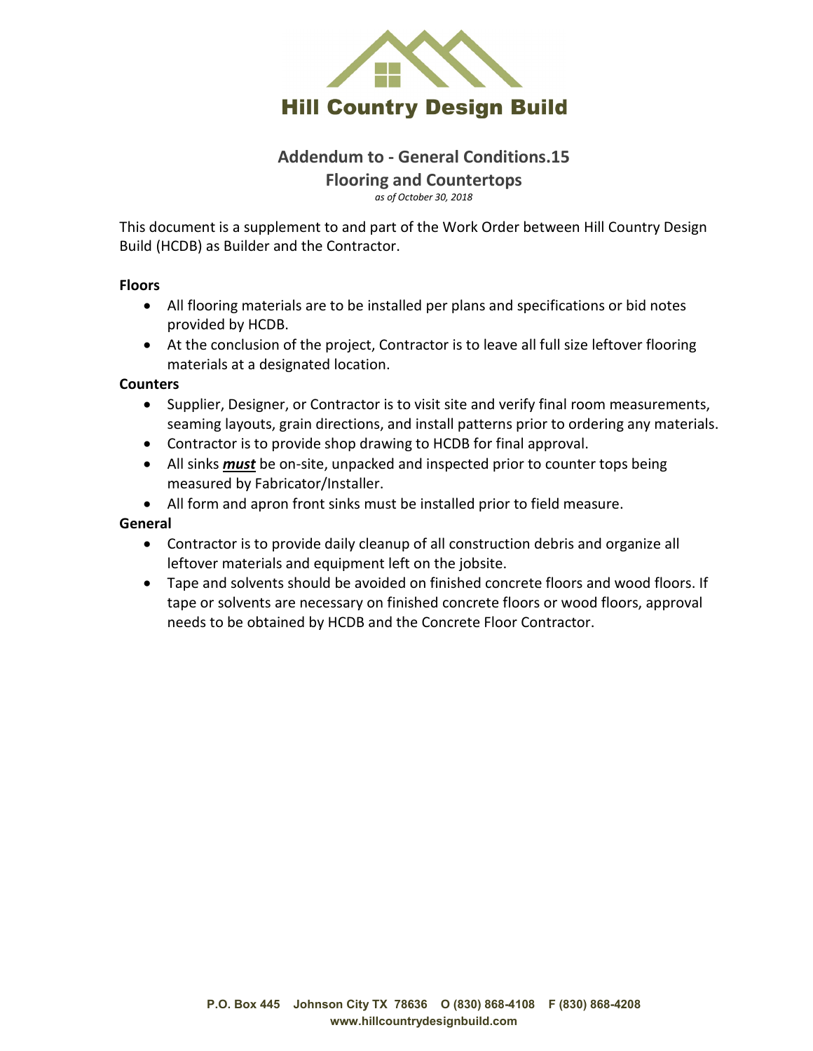Hill Country Design Build

# Addendum to - General Conditions.15

## Flooring and Countertops

*as of October 30, 2018*

This document is a supplement to and part of the Work Order between Hill Country Design Build (HCDB) as Builder and the Contractor.

**Floors**

- All flooring materials are to be installed per plans and specifications or bid notes provided by HCDB.
- At the conclusion of the project, Contractor is to leave all full size leftover flooring materials at a designated location.

**Counters**

- Supplier, Designer, or Contractor is to visit site and verify final room measurements, seaming layouts, grain directions, and install patterns prior to ordering any materials.
- Contractor is to provide shop drawing to HCDB for final approval.
- All sinks ***must*** be on-site, unpacked and inspected prior to counter tops being measured by Fabricator/Installer.
- All form and apron front sinks must be installed prior to field measure.

**General**

- Contractor is to provide daily cleanup of all construction debris and organize all leftover materials and equipment left on the jobsite.
- Tape and solvents should be avoided on finished concrete floors and wood floors. If tape or solvents are necessary on finished concrete floors or wood floors, approval needs to be obtained by HCDB and the Concrete Floor Contractor.

P.O. Box 445 Johnson City TX 78636 O (830) 868-4108 F (830) 868-4208
www.hillcountrydesignbuild.com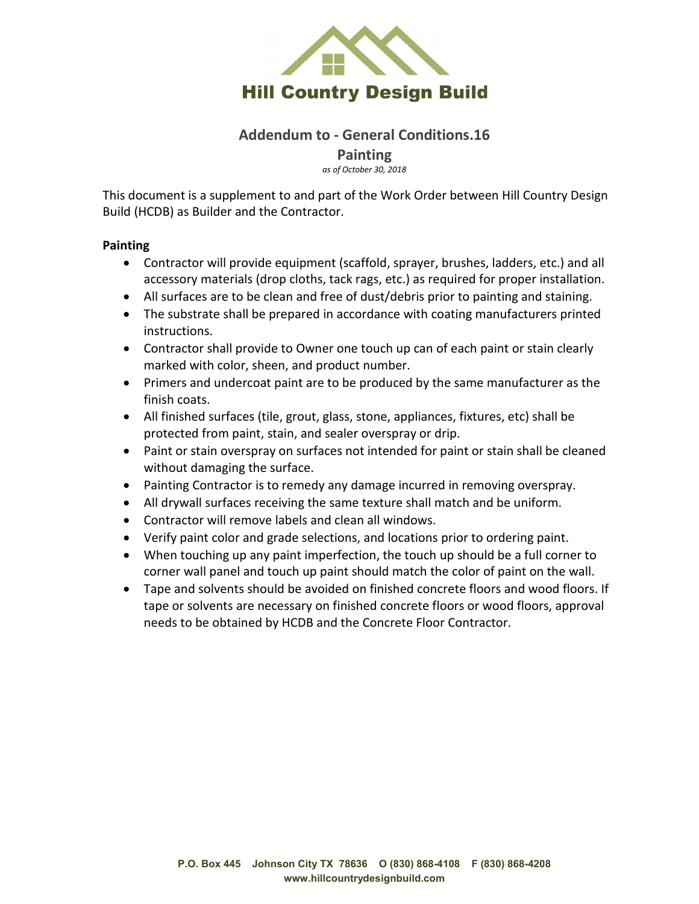Hill Country Design Build

## Addendum to - General Conditions.16

## Painting

*as of October 30, 2018*

This document is a supplement to and part of the Work Order between Hill Country Design Build (HCDB) as Builder and the Contractor.

**Painting**

- Contractor will provide equipment (scaffold, sprayer, brushes, ladders, etc.) and all accessory materials (drop cloths, tack rags, etc.) as required for proper installation.
- All surfaces are to be clean and free of dust/debris prior to painting and staining.
- The substrate shall be prepared in accordance with coating manufacturers printed instructions.
- Contractor shall provide to Owner one touch up can of each paint or stain clearly marked with color, sheen, and product number.
- Primers and undercoat paint are to be produced by the same manufacturer as the finish coats.
- All finished surfaces (tile, grout, glass, stone, appliances, fixtures, etc) shall be protected from paint, stain, and sealer overspray or drip.
- Paint or stain overspray on surfaces not intended for paint or stain shall be cleaned without damaging the surface.
- Painting Contractor is to remedy any damage incurred in removing overspray.
- All drywall surfaces receiving the same texture shall match and be uniform.
- Contractor will remove labels and clean all windows.
- Verify paint color and grade selections, and locations prior to ordering paint.
- When touching up any paint imperfection, the touch up should be a full corner to corner wall panel and touch up paint should match the color of paint on the wall.
- Tape and solvents should be avoided on finished concrete floors and wood floors. If tape or solvents are necessary on finished concrete floors or wood floors, approval needs to be obtained by HCDB and the Concrete Floor Contractor.

**P.O. Box 445 Johnson City TX 78636 O (830) 868-4108 F (830) 868-4208**
**www.hillcountrydesignbuild.com**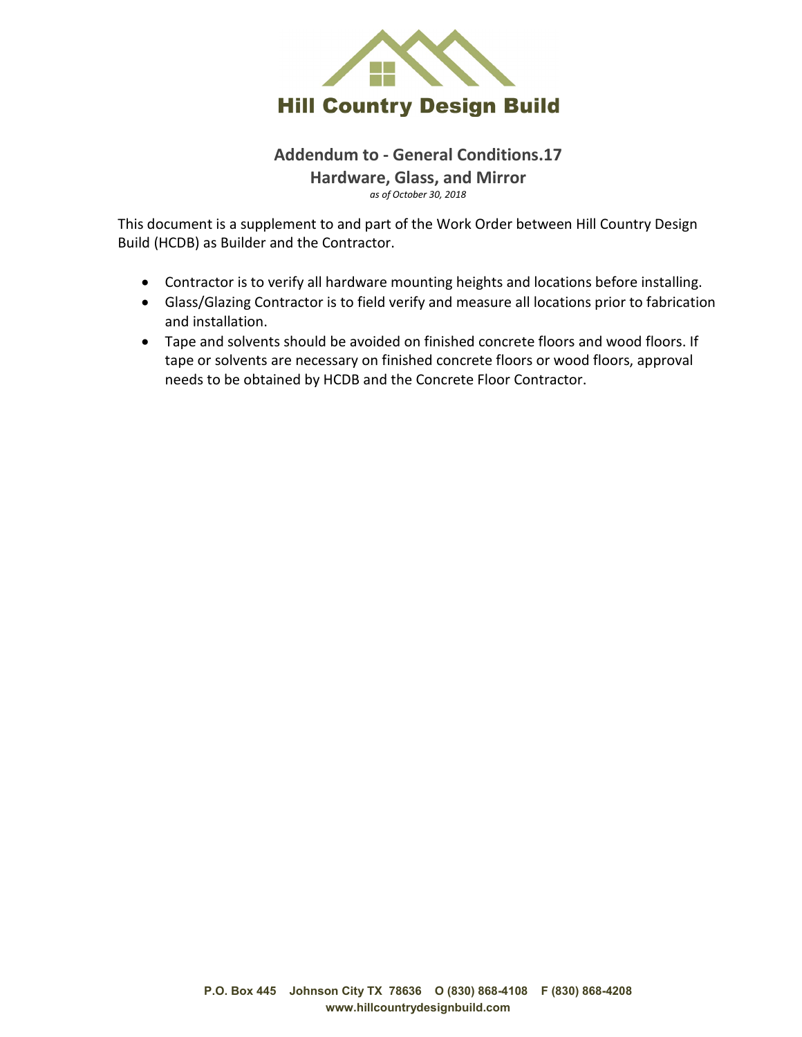# Hill Country Design Build

## Addendum to - General Conditions.17
## Hardware, Glass, and Mirror

*as of October 30, 2018*

This document is a supplement to and part of the Work Order between Hill Country Design Build (HCDB) as Builder and the Contractor.

- Contractor is to verify all hardware mounting heights and locations before installing.
- Glass/Glazing Contractor is to field verify and measure all locations prior to fabrication and installation.
- Tape and solvents should be avoided on finished concrete floors and wood floors. If tape or solvents are necessary on finished concrete floors or wood floors, approval needs to be obtained by HCDB and the Concrete Floor Contractor.

P.O. Box 445 Johnson City TX 78636 O (830) 868-4108 F (830) 868-4208
www.hillcountrydesignbuild.com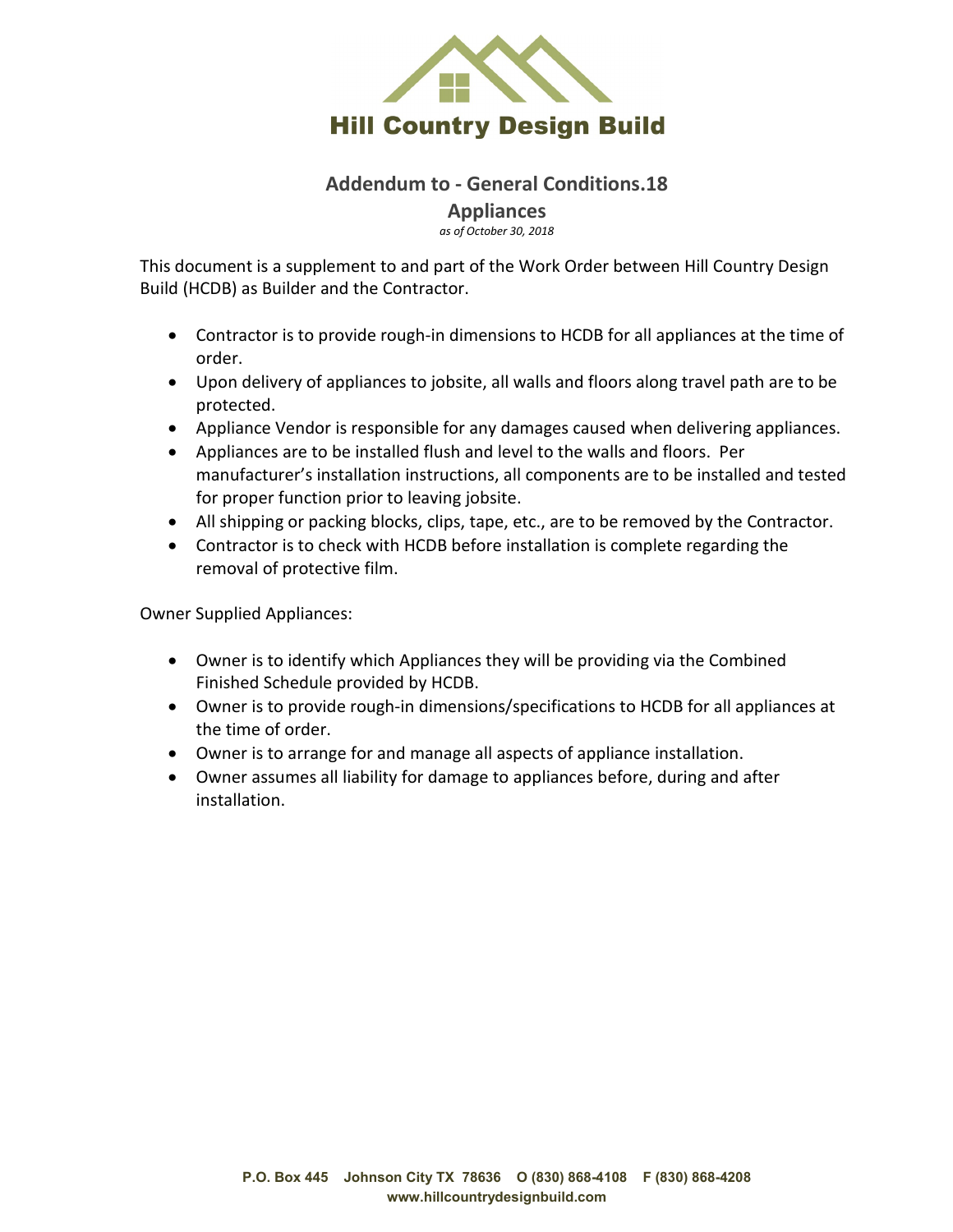# Hill Country Design Build

## Addendum to - General Conditions.18

## Appliances

*as of October 30, 2018*

This document is a supplement to and part of the Work Order between Hill Country Design Build (HCDB) as Builder and the Contractor.

- Contractor is to provide rough-in dimensions to HCDB for all appliances at the time of order.
- Upon delivery of appliances to jobsite, all walls and floors along travel path are to be protected.
- Appliance Vendor is responsible for any damages caused when delivering appliances.
- Appliances are to be installed flush and level to the walls and floors. Per manufacturer's installation instructions, all components are to be installed and tested for proper function prior to leaving jobsite.
- All shipping or packing blocks, clips, tape, etc., are to be removed by the Contractor.
- Contractor is to check with HCDB before installation is complete regarding the removal of protective film.

Owner Supplied Appliances:

- Owner is to identify which Appliances they will be providing via the Combined Finished Schedule provided by HCDB.
- Owner is to provide rough-in dimensions/specifications to HCDB for all appliances at the time of order.
- Owner is to arrange for and manage all aspects of appliance installation.
- Owner assumes all liability for damage to appliances before, during and after installation.

**P.O. Box 445 Johnson City TX 78636 O (830) 868-4108 F (830) 868-4208**
**www.hillcountrydesignbuild.com**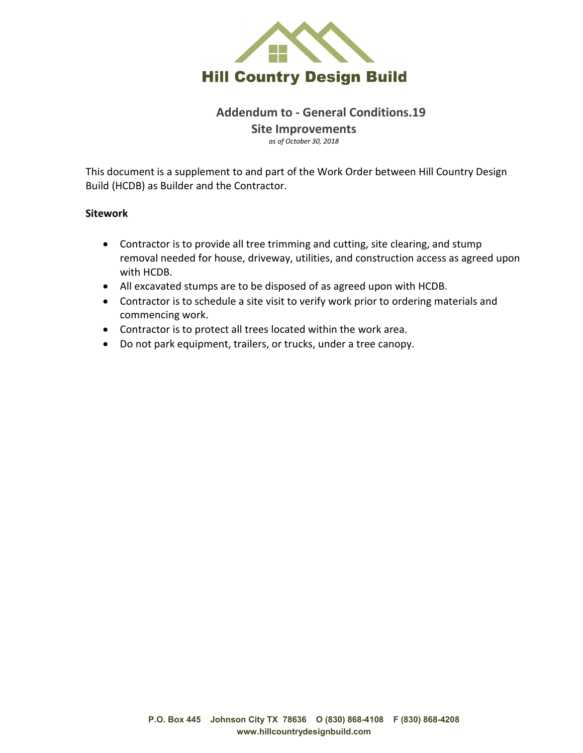# Hill Country Design Build

## Addendum to - General Conditions.19

## Site Improvements

*as of October 30, 2018*

This document is a supplement to and part of the Work Order between Hill Country Design Build (HCDB) as Builder and the Contractor.

**Sitework**

- Contractor is to provide all tree trimming and cutting, site clearing, and stump removal needed for house, driveway, utilities, and construction access as agreed upon with HCDB.
- All excavated stumps are to be disposed of as agreed upon with HCDB.
- Contractor is to schedule a site visit to verify work prior to ordering materials and commencing work.
- Contractor is to protect all trees located within the work area.
- Do not park equipment, trailers, or trucks, under a tree canopy.

**P.O. Box 445 Johnson City TX 78636 O (830) 868-4108 F (830) 868-4208**
**www.hillcountrydesignbuild.com**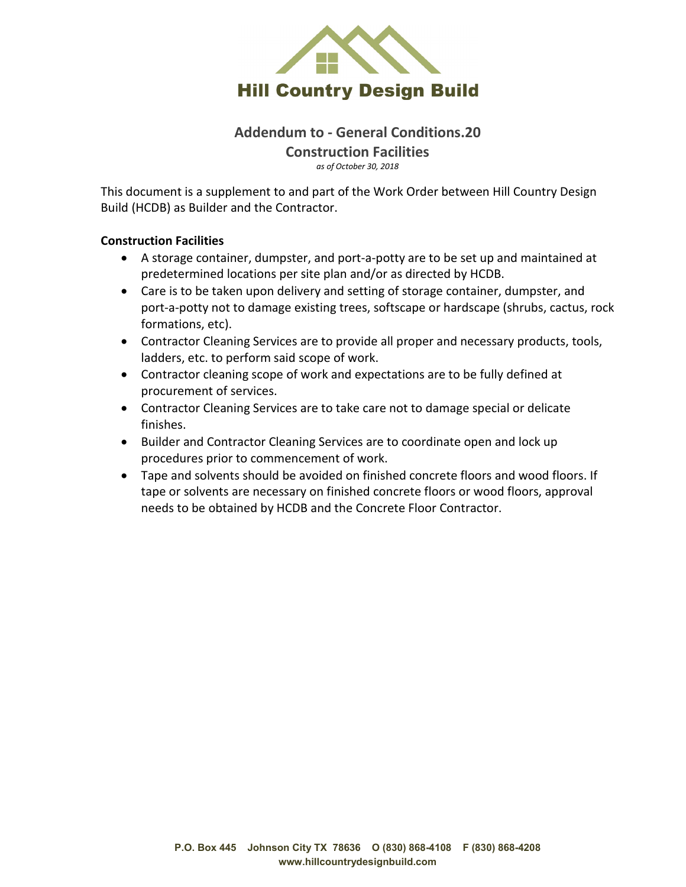# Hill Country Design Build

## Addendum to - General Conditions.20
## Construction Facilities

*as of October 30, 2018*

This document is a supplement to and part of the Work Order between Hill Country Design Build (HCDB) as Builder and the Contractor.

**Construction Facilities**

- A storage container, dumpster, and port-a-potty are to be set up and maintained at predetermined locations per site plan and/or as directed by HCDB.
- Care is to be taken upon delivery and setting of storage container, dumpster, and port-a-potty not to damage existing trees, softscape or hardscape (shrubs, cactus, rock formations, etc).
- Contractor Cleaning Services are to provide all proper and necessary products, tools, ladders, etc. to perform said scope of work.
- Contractor cleaning scope of work and expectations are to be fully defined at procurement of services.
- Contractor Cleaning Services are to take care not to damage special or delicate finishes.
- Builder and Contractor Cleaning Services are to coordinate open and lock up procedures prior to commencement of work.
- Tape and solvents should be avoided on finished concrete floors and wood floors. If tape or solvents are necessary on finished concrete floors or wood floors, approval needs to be obtained by HCDB and the Concrete Floor Contractor.

P.O. Box 445 Johnson City TX 78636 O (830) 868-4108 F (830) 868-4208
www.hillcountrydesignbuild.com